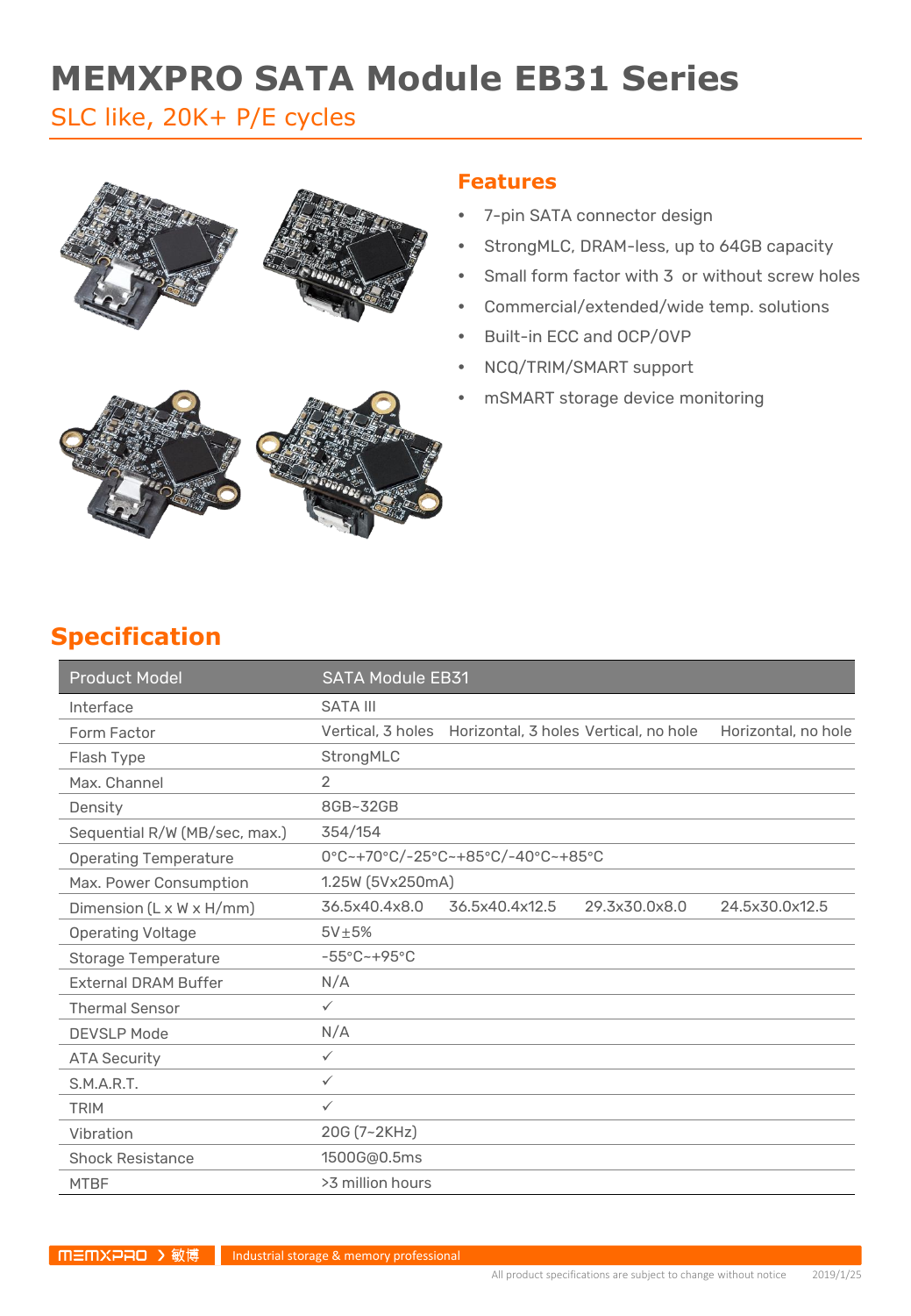# MEMXPRO SATA Module EB31 Series

SLC like, 20K+ P/E cycles

## Features

- 7-pin SATA connector design
- StrongMLC, DRAM-less, up to 64GB capacity
- Small form factor with 3 or without screw holes
- Commercial/extended/wide temp. solutions
- Built-in ECC and OCP/OVP
- NCQ/TRIM/SMART support
- mSMART storage device monitoring

## Specification

| Product Model | SATA Module EB31 | | | |
|---|---|---|---|---|
| Interface | SATA III | | | |
| Form Factor | Vertical, 3 holes | Horizontal, 3 holes | Vertical, no hole | Horizontal, no hole |
| Flash Type | StrongMLC | | | |
| Max. Channel | 2 | | | |
| Density | 8GB~32GB | | | |
| Sequential R/W (MB/sec, max.) | 354/154 | | | |
| Operating Temperature | 0°C~+70°C/-25°C~+85°C/-40°C~+85°C | | | |
| Max. Power Consumption | 1.25W (5Vx250mA) | | | |
| Dimension (L x W x H/mm) | 36.5x40.4x8.0 | 36.5x40.4x12.5 | 29.3x30.0x8.0 | 24.5x30.0x12.5 |
| Operating Voltage | 5V±5% | | | |
| Storage Temperature | -55°C~+95°C | | | |
| External DRAM Buffer | N/A | | | |
| Thermal Sensor | ✓ | | | |
| DEVSLP Mode | N/A | | | |
| ATA Security | ✓ | | | |
| S.M.A.R.T. | ✓ | | | |
| TRIM | ✓ | | | |
| Vibration | 20G (7~2KHz) | | | |
| Shock Resistance | 1500G@0.5ms | | | |
| MTBF | >3 million hours | | | |

MEMXPRO 敏博 Industrial storage & memory professional

All product specifications are subject to change without notice 2019/1/25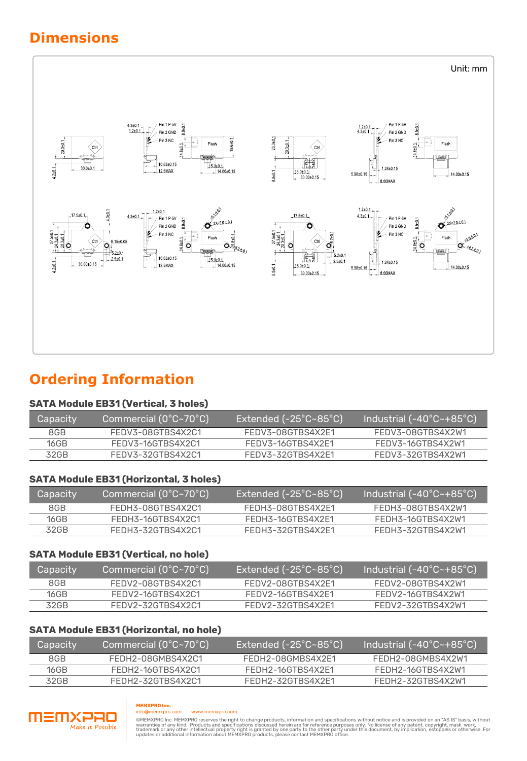## Dimensions

Unit: mm

20.3±0.1
4.2±0.1
30.0±0.1
Ctrl
4.3±0.1
1.2±0.1
Pin 1 P-5V
Pin 2 GND
Pin 3 NC
8.9±0.1
14.8±0.1
Flash
19.6±0.1
10.63±0.15
12.5MAX
15.0±0.1
14.00±0.15

20.3±0.1
20.3±0.1
9.0±0.1
Ctrl
15.0±0.1
30.00±0.15
1.2±0.1
4.3±0.1
Pin 1 P-5V
Pin 2 GND
Pin 3 NC
5.98±0.15
1.24±0.15
8.00MAX
8.9±0.1
14.8±0.1
Flash
14.00±0.15

17.5±0.1
4.0±0.1
27.5±0.1
24.3±0.1
20.3±0.1
Ctrl
6.15±0.05
5.2±0.1
2.5±0.1
4.2±0.1
30.00±0.15
4.3±0.1
1.2±0.1
Pin 1 P-5V
Pin 2 GND
Pin 3 NC
10.63±0.15
12.5MAX
8.9±0.1
14.8±0.1
Flash
ø5.1±0.1
3X ø3.0±0.1
19.6±0.1
ø4.2±0.1
15.0±0.1
14.00±0.15

17.5±0.1
27.5±0.1
24.3±0.1
20.3±0.1
9.0±0.1
Ctrl
6.2±0.1
5.2±0.1
2.5±0.1
15.0±0.1
30.00±0.15
1.2±0.1
4.3±0.1
Pin 1 P-5V
Pin 2 GND
Pin 3 NC
5.98±0.15
1.24±0.15
8.00MAX
8.9±0.1
14.8±0.1
Flash
ø5.1±0.1
3X ø3.0±0.1
ø3.0±0.1
ø4.2±0.1
14.00±0.15

## Ordering Information

### SATA Module EB31 (Vertical, 3 holes)

| Capacity | Commercial (0°C~70°C) | Extended (-25°C~85°C) | Industrial (-40°C~+85°C) |
|---|---|---|---|
| 8GB | FEDV3-08GTBS4X2C1 | FEDV3-08GTBS4X2E1 | FEDV3-08GTBS4X2W1 |
| 16GB | FEDV3-16GTBS4X2C1 | FEDV3-16GTBS4X2E1 | FEDV3-16GTBS4X2W1 |
| 32GB | FEDV3-32GTBS4X2C1 | FEDV3-32GTBS4X2E1 | FEDV3-32GTBS4X2W1 |

### SATA Module EB31 (Horizontal, 3 holes)

| Capacity | Commercial (0°C~70°C) | Extended (-25°C~85°C) | Industrial (-40°C~+85°C) |
|---|---|---|---|
| 8GB | FEDH3-08GTBS4X2C1 | FEDH3-08GTBS4X2E1 | FEDH3-08GTBS4X2W1 |
| 16GB | FEDH3-16GTBS4X2C1 | FEDH3-16GTBS4X2E1 | FEDH3-16GTBS4X2W1 |
| 32GB | FEDH3-32GTBS4X2C1 | FEDH3-32GTBS4X2E1 | FEDH3-32GTBS4X2W1 |

### SATA Module EB31 (Vertical, no hole)

| Capacity | Commercial (0°C~70°C) | Extended (-25°C~85°C) | Industrial (-40°C~+85°C) |
|---|---|---|---|
| 8GB | FEDV2-08GTBS4X2C1 | FEDV2-08GTBS4X2E1 | FEDV2-08GTBS4X2W1 |
| 16GB | FEDV2-16GTBS4X2C1 | FEDV2-16GTBS4X2E1 | FEDV2-16GTBS4X2W1 |
| 32GB | FEDV2-32GTBS4X2C1 | FEDV2-32GTBS4X2E1 | FEDV2-32GTBS4X2W1 |

### SATA Module EB31 (Horizontal, no hole)

| Capacity | Commercial (0°C~70°C) | Extended (-25°C~85°C) | Industrial (-40°C~+85°C) |
|---|---|---|---|
| 8GB | FEDH2-08GMBS4X2C1 | FEDH2-08GMBS4X2E1 | FEDH2-08GMBS4X2W1 |
| 16GB | FEDH2-16GTBS4X2C1 | FEDH2-16GTBS4X2E1 | FEDH2-16GTBS4X2W1 |
| 32GB | FEDH2-32GTBS4X2C1 | FEDH2-32GTBS4X2E1 | FEDH2-32GTBS4X2W1 |

MEMXPRO
Make it Possible

**MEMXPRO Inc.**
info@memxpro.com www.memxpro.com

©MEMXPRO Inc. MEMXPRO reserves the right to change products, information and specifications without notice and is provided on an "AS IS" basis, without warranties of any kind. Products and specifications discussed herein are for reference purposes only. No license of any patent, copyright, mask work, trademark or any other intellectual property right is granted by one party to the other party under this document, by implication, estoppels or otherwise. For updates or additional information about MEMXPRO products, please contact MEMXPRO office.